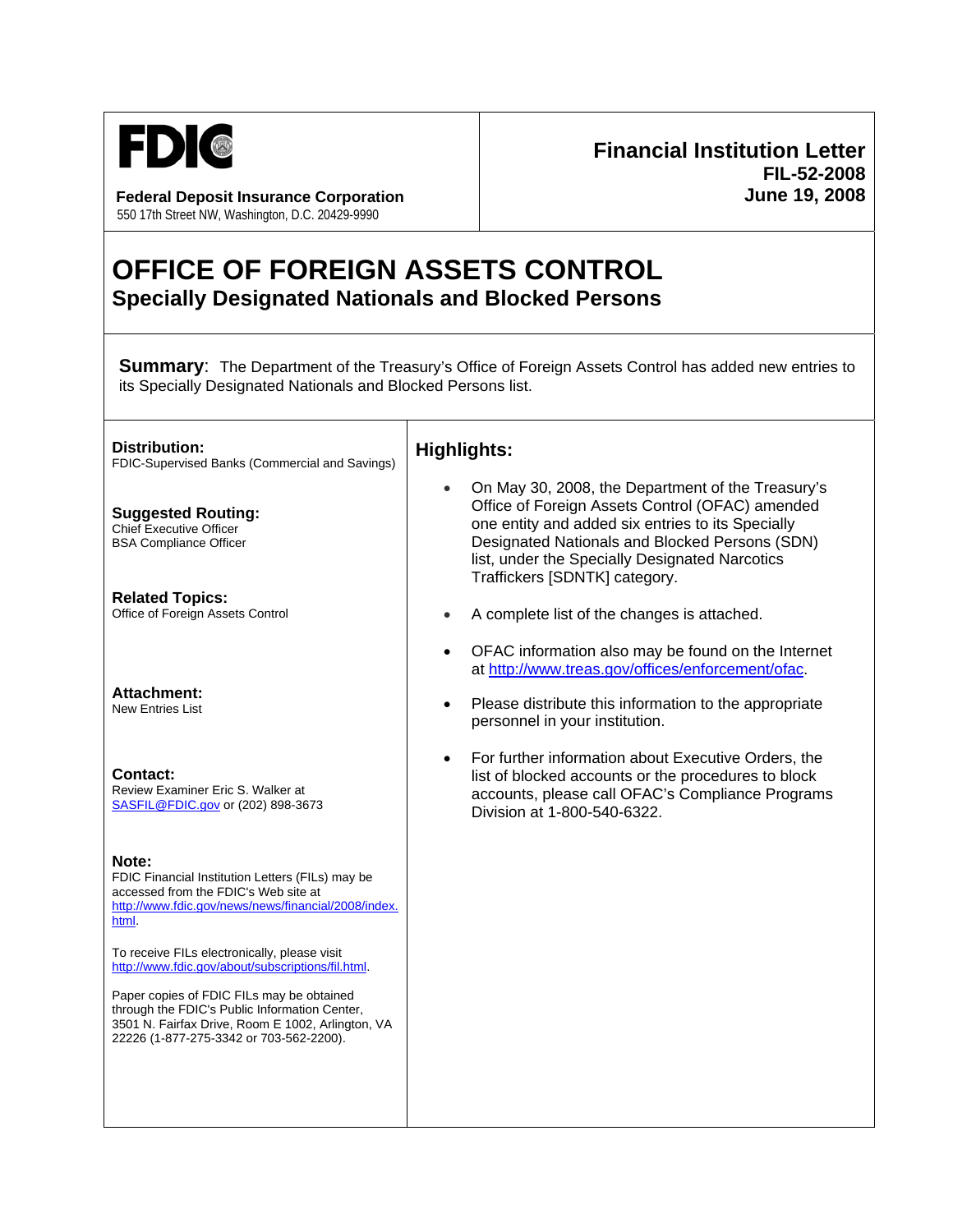FDIC

**Federal Deposit Insurance Corporation**
550 17th Street NW, Washington, D.C. 20429-9990

**Financial Institution Letter**
**FIL-52-2008**
**June 19, 2008**

# OFFICE OF FOREIGN ASSETS CONTROL

## Specially Designated Nationals and Blocked Persons

**Summary**: The Department of the Treasury's Office of Foreign Assets Control has added new entries to its Specially Designated Nationals and Blocked Persons list.

**Distribution:**
FDIC-Supervised Banks (Commercial and Savings)

**Suggested Routing:**
Chief Executive Officer
BSA Compliance Officer

**Related Topics:**
Office of Foreign Assets Control

**Attachment:**
New Entries List

**Contact:**
Review Examiner Eric S. Walker at SASFIL@FDIC.gov or (202) 898-3673

**Note:**
FDIC Financial Institution Letters (FILs) may be accessed from the FDIC's Web site at http://www.fdic.gov/news/news/financial/2008/index.html.

To receive FILs electronically, please visit http://www.fdic.gov/about/subscriptions/fil.html.

Paper copies of FDIC FILs may be obtained through the FDIC's Public Information Center, 3501 N. Fairfax Drive, Room E 1002, Arlington, VA 22226 (1-877-275-3342 or 703-562-2200).

## Highlights:

- On May 30, 2008, the Department of the Treasury's Office of Foreign Assets Control (OFAC) amended one entity and added six entries to its Specially Designated Nationals and Blocked Persons (SDN) list, under the Specially Designated Narcotics Traffickers [SDNTK] category.
- A complete list of the changes is attached.
- OFAC information also may be found on the Internet at http://www.treas.gov/offices/enforcement/ofac.
- Please distribute this information to the appropriate personnel in your institution.
- For further information about Executive Orders, the list of blocked accounts or the procedures to block accounts, please call OFAC's Compliance Programs Division at 1-800-540-6322.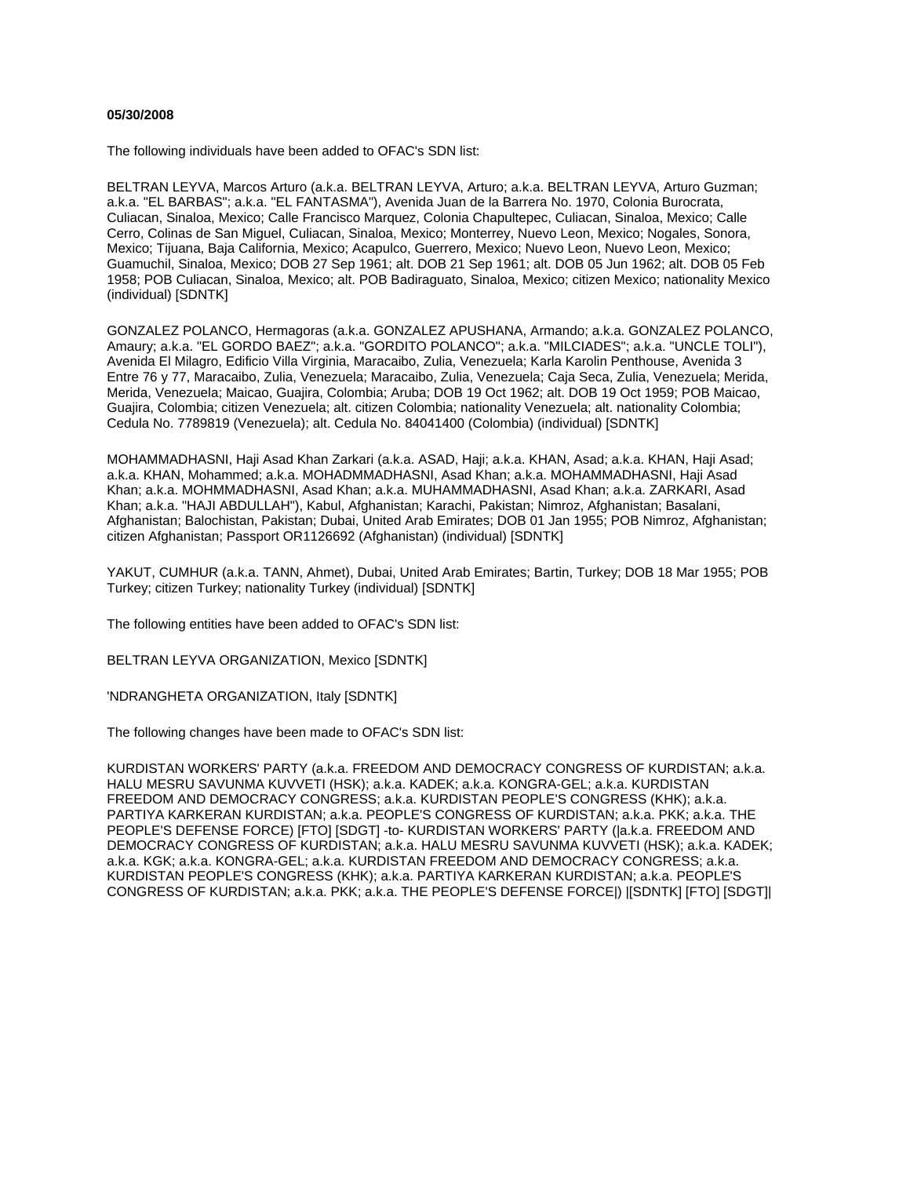**05/30/2008**

The following individuals have been added to OFAC's SDN list:

BELTRAN LEYVA, Marcos Arturo (a.k.a. BELTRAN LEYVA, Arturo; a.k.a. BELTRAN LEYVA, Arturo Guzman; a.k.a. "EL BARBAS"; a.k.a. "EL FANTASMA"), Avenida Juan de la Barrera No. 1970, Colonia Burocrata, Culiacan, Sinaloa, Mexico; Calle Francisco Marquez, Colonia Chapultepec, Culiacan, Sinaloa, Mexico; Calle Cerro, Colinas de San Miguel, Culiacan, Sinaloa, Mexico; Monterrey, Nuevo Leon, Mexico; Nogales, Sonora, Mexico; Tijuana, Baja California, Mexico; Acapulco, Guerrero, Mexico; Nuevo Leon, Nuevo Leon, Mexico; Guamuchil, Sinaloa, Mexico; DOB 27 Sep 1961; alt. DOB 21 Sep 1961; alt. DOB 05 Jun 1962; alt. DOB 05 Feb 1958; POB Culiacan, Sinaloa, Mexico; alt. POB Badiraguato, Sinaloa, Mexico; citizen Mexico; nationality Mexico (individual) [SDNTK]

GONZALEZ POLANCO, Hermagoras (a.k.a. GONZALEZ APUSHANA, Armando; a.k.a. GONZALEZ POLANCO, Amaury; a.k.a. "EL GORDO BAEZ"; a.k.a. "GORDITO POLANCO"; a.k.a. "MILCIADES"; a.k.a. "UNCLE TOLI"), Avenida El Milagro, Edificio Villa Virginia, Maracaibo, Zulia, Venezuela; Karla Karolin Penthouse, Avenida 3 Entre 76 y 77, Maracaibo, Zulia, Venezuela; Maracaibo, Zulia, Venezuela; Caja Seca, Zulia, Venezuela; Merida, Merida, Venezuela; Maicao, Guajira, Colombia; Aruba; DOB 19 Oct 1962; alt. DOB 19 Oct 1959; POB Maicao, Guajira, Colombia; citizen Venezuela; alt. citizen Colombia; nationality Venezuela; alt. nationality Colombia; Cedula No. 7789819 (Venezuela); alt. Cedula No. 84041400 (Colombia) (individual) [SDNTK]

MOHAMMADHASNI, Haji Asad Khan Zarkari (a.k.a. ASAD, Haji; a.k.a. KHAN, Asad; a.k.a. KHAN, Haji Asad; a.k.a. KHAN, Mohammed; a.k.a. MOHADMMADHASNI, Asad Khan; a.k.a. MOHAMMADHASNI, Haji Asad Khan; a.k.a. MOHMMADHASNI, Asad Khan; a.k.a. MUHAMMADHASNI, Asad Khan; a.k.a. ZARKARI, Asad Khan; a.k.a. "HAJI ABDULLAH"), Kabul, Afghanistan; Karachi, Pakistan; Nimroz, Afghanistan; Basalani, Afghanistan; Balochistan, Pakistan; Dubai, United Arab Emirates; DOB 01 Jan 1955; POB Nimroz, Afghanistan; citizen Afghanistan; Passport OR1126692 (Afghanistan) (individual) [SDNTK]

YAKUT, CUMHUR (a.k.a. TANN, Ahmet), Dubai, United Arab Emirates; Bartin, Turkey; DOB 18 Mar 1955; POB Turkey; citizen Turkey; nationality Turkey (individual) [SDNTK]

The following entities have been added to OFAC's SDN list:

BELTRAN LEYVA ORGANIZATION, Mexico [SDNTK]

'NDRANGHETA ORGANIZATION, Italy [SDNTK]

The following changes have been made to OFAC's SDN list:

KURDISTAN WORKERS' PARTY (a.k.a. FREEDOM AND DEMOCRACY CONGRESS OF KURDISTAN; a.k.a. HALU MESRU SAVUNMA KUVVETI (HSK); a.k.a. KADEK; a.k.a. KONGRA-GEL; a.k.a. KURDISTAN FREEDOM AND DEMOCRACY CONGRESS; a.k.a. KURDISTAN PEOPLE'S CONGRESS (KHK); a.k.a. PARTIYA KARKERAN KURDISTAN; a.k.a. PEOPLE'S CONGRESS OF KURDISTAN; a.k.a. PKK; a.k.a. THE PEOPLE'S DEFENSE FORCE) [FTO] [SDGT] -to- KURDISTAN WORKERS' PARTY (|a.k.a. FREEDOM AND DEMOCRACY CONGRESS OF KURDISTAN; a.k.a. HALU MESRU SAVUNMA KUVVETI (HSK); a.k.a. KADEK; a.k.a. KGK; a.k.a. KONGRA-GEL; a.k.a. KURDISTAN FREEDOM AND DEMOCRACY CONGRESS; a.k.a. KURDISTAN PEOPLE'S CONGRESS (KHK); a.k.a. PARTIYA KARKERAN KURDISTAN; a.k.a. PEOPLE'S CONGRESS OF KURDISTAN; a.k.a. PKK; a.k.a. THE PEOPLE'S DEFENSE FORCE|) |[SDNTK] [FTO] [SDGT]|